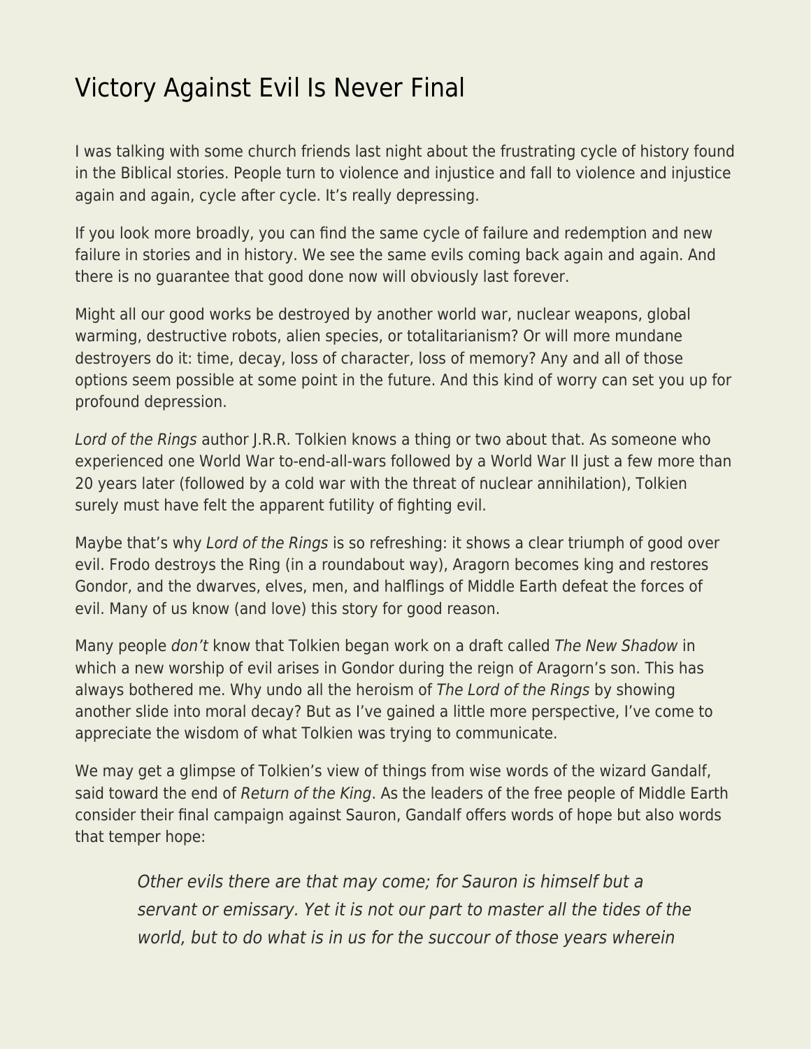# Victory Against Evil Is Never Final

I was talking with some church friends last night about the frustrating cycle of history found in the Biblical stories. People turn to violence and injustice and fall to violence and injustice again and again, cycle after cycle. It's really depressing.

If you look more broadly, you can find the same cycle of failure and redemption and new failure in stories and in history. We see the same evils coming back again and again. And there is no guarantee that good done now will obviously last forever.

Might all our good works be destroyed by another world war, nuclear weapons, global warming, destructive robots, alien species, or totalitarianism? Or will more mundane destroyers do it: time, decay, loss of character, loss of memory? Any and all of those options seem possible at some point in the future. And this kind of worry can set you up for profound depression.

*Lord of the Rings* author J.R.R. Tolkien knows a thing or two about that. As someone who experienced one World War to-end-all-wars followed by a World War II just a few more than 20 years later (followed by a cold war with the threat of nuclear annihilation), Tolkien surely must have felt the apparent futility of fighting evil.

Maybe that's why *Lord of the Rings* is so refreshing: it shows a clear triumph of good over evil. Frodo destroys the Ring (in a roundabout way), Aragorn becomes king and restores Gondor, and the dwarves, elves, men, and halflings of Middle Earth defeat the forces of evil. Many of us know (and love) this story for good reason.

Many people *don't* know that Tolkien began work on a draft called *The New Shadow* in which a new worship of evil arises in Gondor during the reign of Aragorn's son. This has always bothered me. Why undo all the heroism of *The Lord of the Rings* by showing another slide into moral decay? But as I've gained a little more perspective, I've come to appreciate the wisdom of what Tolkien was trying to communicate.

We may get a glimpse of Tolkien's view of things from wise words of the wizard Gandalf, said toward the end of *Return of the King*. As the leaders of the free people of Middle Earth consider their final campaign against Sauron, Gandalf offers words of hope but also words that temper hope:

> *Other evils there are that may come; for Sauron is himself but a servant or emissary. Yet it is not our part to master all the tides of the world, but to do what is in us for the succour of those years wherein*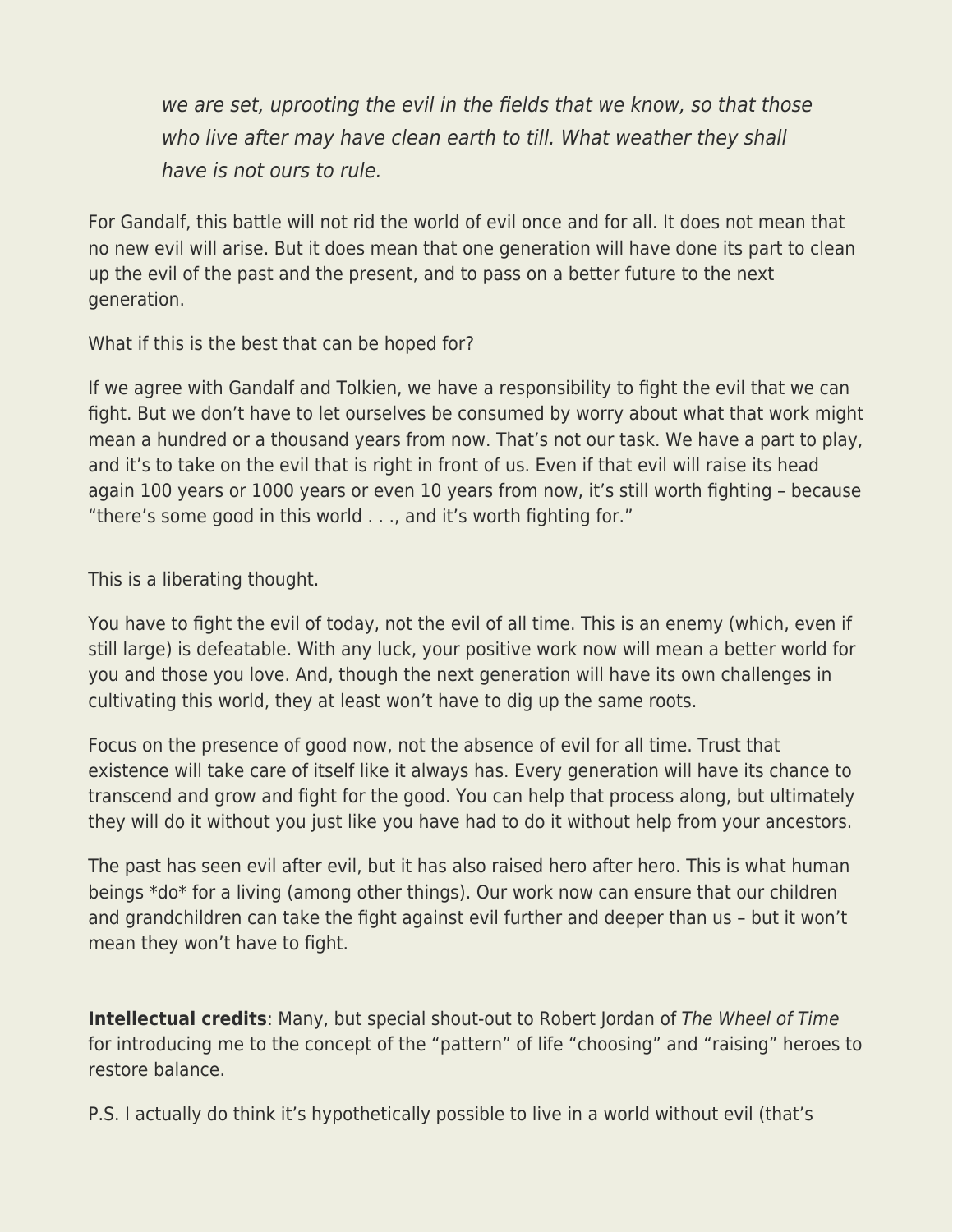> *we are set, uprooting the evil in the fields that we know, so that those who live after may have clean earth to till. What weather they shall have is not ours to rule.*

For Gandalf, this battle will not rid the world of evil once and for all. It does not mean that no new evil will arise. But it does mean that one generation will have done its part to clean up the evil of the past and the present, and to pass on a better future to the next generation.

What if this is the best that can be hoped for?

If we agree with Gandalf and Tolkien, we have a responsibility to fight the evil that we can fight. But we don't have to let ourselves be consumed by worry about what that work might mean a hundred or a thousand years from now. That's not our task. We have a part to play, and it's to take on the evil that is right in front of us. Even if that evil will raise its head again 100 years or 1000 years or even 10 years from now, it's still worth fighting – because "there's some good in this world . . ., and it's worth fighting for."

This is a liberating thought.

You have to fight the evil of today, not the evil of all time. This is an enemy (which, even if still large) is defeatable. With any luck, your positive work now will mean a better world for you and those you love. And, though the next generation will have its own challenges in cultivating this world, they at least won't have to dig up the same roots.

Focus on the presence of good now, not the absence of evil for all time. Trust that existence will take care of itself like it always has. Every generation will have its chance to transcend and grow and fight for the good. You can help that process along, but ultimately they will do it without you just like you have had to do it without help from your ancestors.

The past has seen evil after evil, but it has also raised hero after hero. This is what human beings *do* for a living (among other things). Our work now can ensure that our children and grandchildren can take the fight against evil further and deeper than us – but it won't mean they won't have to fight.

---

**Intellectual credits**: Many, but special shout-out to Robert Jordan of *The Wheel of Time* for introducing me to the concept of the "pattern" of life "choosing" and "raising" heroes to restore balance.

P.S. I actually do think it's hypothetically possible to live in a world without evil (that's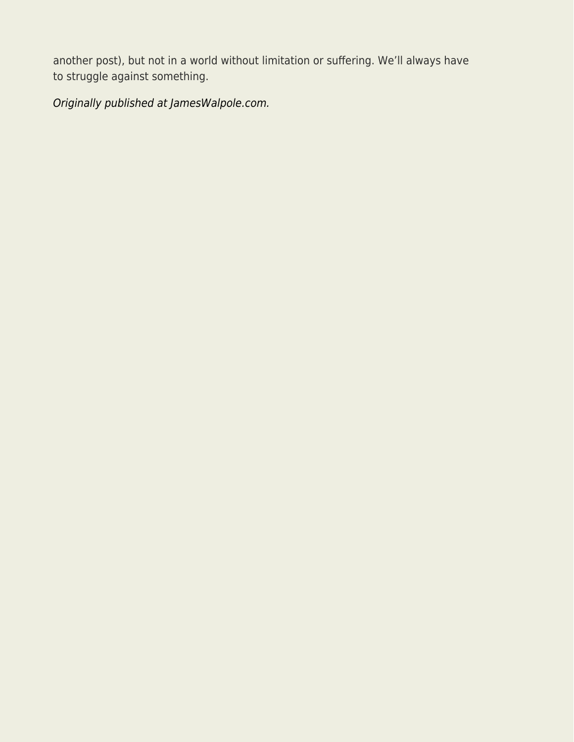another post), but not in a world without limitation or suffering. We'll always have to struggle against something.

*Originally published at JamesWalpole.com.*